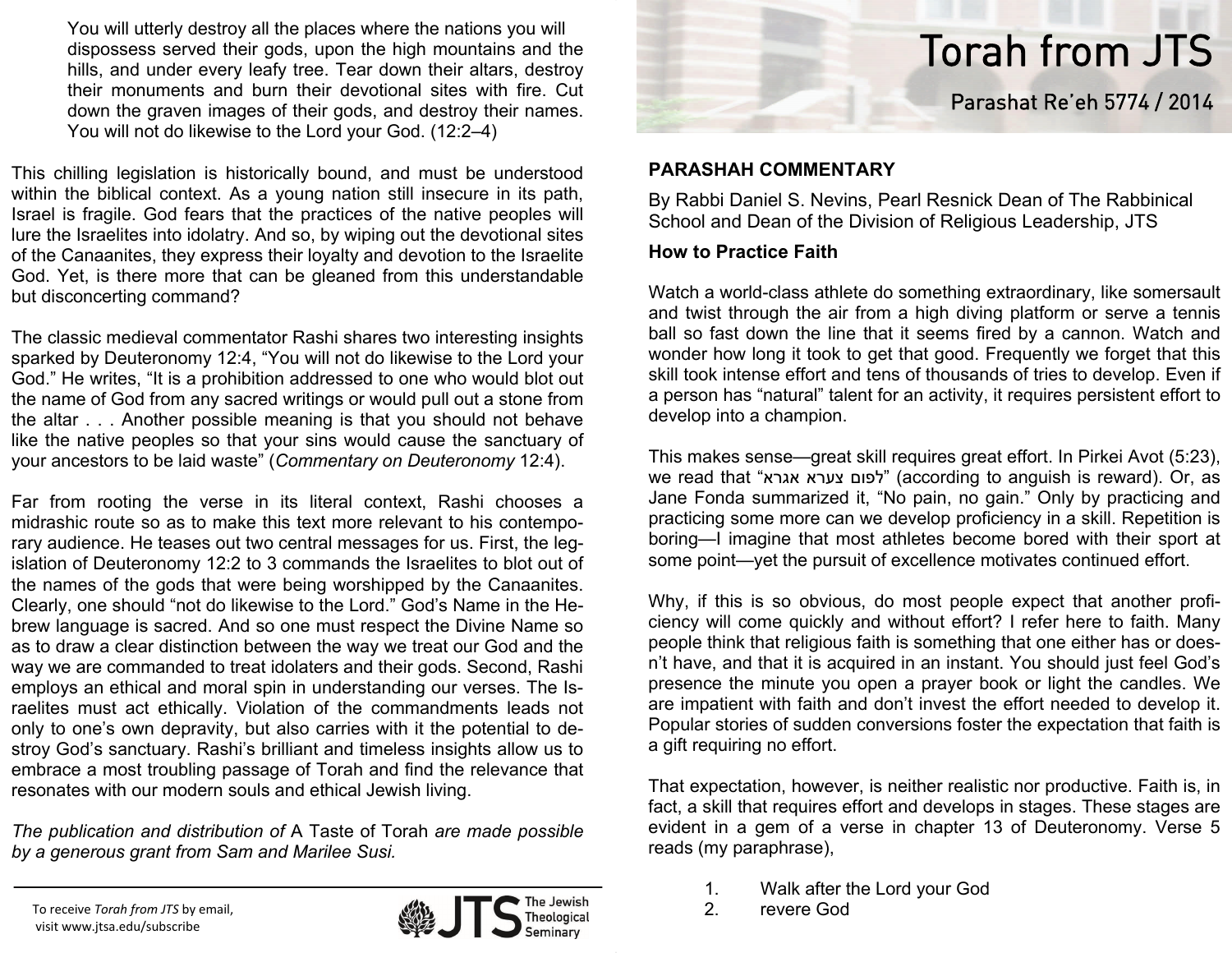# Torah from JTS

## Parashat Re'eh 5774 / 2014

### PARASHAH COMMENTARY

By Rabbi Daniel S. Nevins, Pearl Resnick Dean of The Rabbinical School and Dean of the Division of Religious Leadership, JTS

### How to Practice Faith

Watch a world-class athlete do something extraordinary, like somersault and twist through the air from a high diving platform or serve a tennis ball so fast down the line that it seems fired by a cannon. Watch and wonder how long it took to get that good. Frequently we forget that this skill took intense effort and tens of thousands of tries to develop. Even if a person has "natural" talent for an activity, it requires persistent effort to develop into a champion.

This makes sense—great skill requires great effort. In Pirkei Avot (5:23), we read that "לפום צערא אגרא" (according to anguish is reward). Or, as Jane Fonda summarized it, "No pain, no gain." Only by practicing and practicing some more can we develop proficiency in a skill. Repetition is boring—I imagine that most athletes become bored with their sport at some point—yet the pursuit of excellence motivates continued effort.

Why, if this is so obvious, do most people expect that another proficiency will come quickly and without effort? I refer here to faith. Many people think that religious faith is something that one either has or doesn't have, and that it is acquired in an instant. You should just feel God's presence the minute you open a prayer book or light the candles. We are impatient with faith and don't invest the effort needed to develop it. Popular stories of sudden conversions foster the expectation that faith is a gift requiring no effort.

That expectation, however, is neither realistic nor productive. Faith is, in fact, a skill that requires effort and develops in stages. These stages are evident in a gem of a verse in chapter 13 of Deuteronomy. Verse 5 reads (my paraphrase),

1. Walk after the Lord your God
2. revere God

> You will utterly destroy all the places where the nations you will dispossess served their gods, upon the high mountains and the hills, and under every leafy tree. Tear down their altars, destroy their monuments and burn their devotional sites with fire. Cut down the graven images of their gods, and destroy their names. You will not do likewise to the Lord your God. (12:2–4)

This chilling legislation is historically bound, and must be understood within the biblical context. As a young nation still insecure in its path, Israel is fragile. God fears that the practices of the native peoples will lure the Israelites into idolatry. And so, by wiping out the devotional sites of the Canaanites, they express their loyalty and devotion to the Israelite God. Yet, is there more that can be gleaned from this understandable but disconcerting command?

The classic medieval commentator Rashi shares two interesting insights sparked by Deuteronomy 12:4, "You will not do likewise to the Lord your God." He writes, "It is a prohibition addressed to one who would blot out the name of God from any sacred writings or would pull out a stone from the altar . . . Another possible meaning is that you should not behave like the native peoples so that your sins would cause the sanctuary of your ancestors to be laid waste" (*Commentary on Deuteronomy* 12:4).

Far from rooting the verse in its literal context, Rashi chooses a midrashic route so as to make this text more relevant to his contemporary audience. He teases out two central messages for us. First, the legislation of Deuteronomy 12:2 to 3 commands the Israelites to blot out of the names of the gods that were being worshipped by the Canaanites. Clearly, one should "not do likewise to the Lord." God's Name in the Hebrew language is sacred. And so one must respect the Divine Name so as to draw a clear distinction between the way we treat our God and the way we are commanded to treat idolaters and their gods. Second, Rashi employs an ethical and moral spin in understanding our verses. The Israelites must act ethically. Violation of the commandments leads not only to one's own depravity, but also carries with it the potential to destroy God's sanctuary. Rashi's brilliant and timeless insights allow us to embrace a most troubling passage of Torah and find the relevance that resonates with our modern souls and ethical Jewish living.

*The publication and distribution of* A Taste of Torah *are made possible by a generous grant from Sam and Marilee Susi.*

To receive *Torah from JTS* by email, visit www.jtsa.edu/subscribe

JTS The Jewish Theological Seminary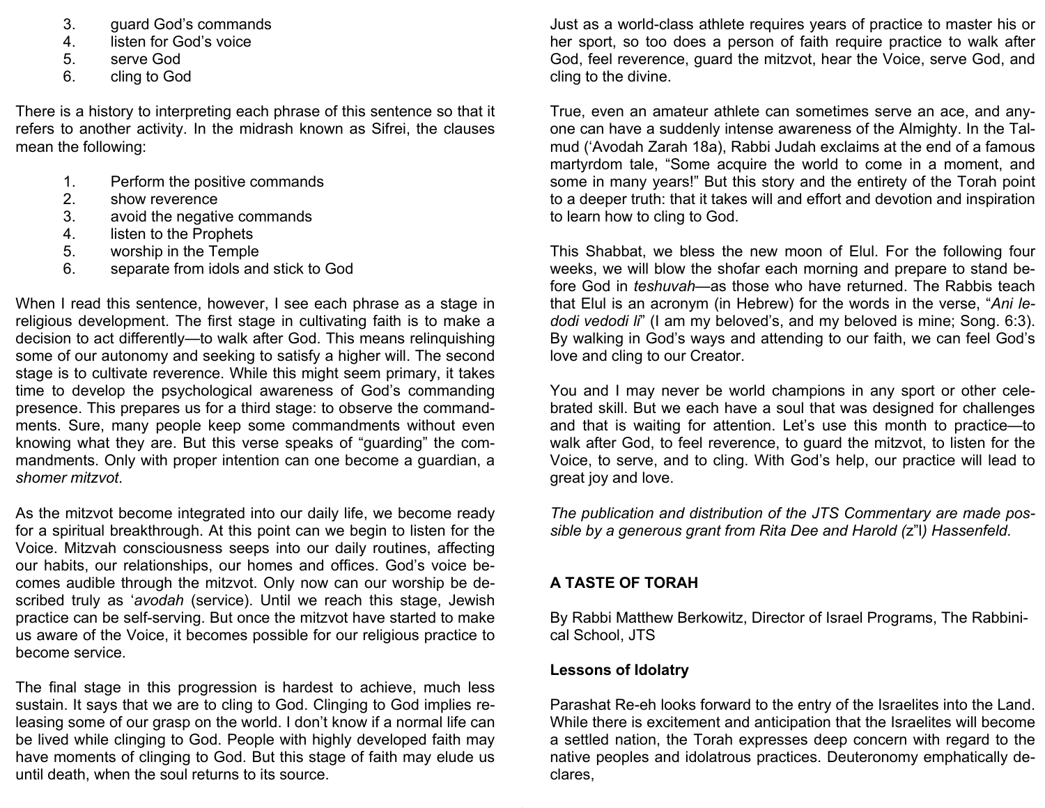3. guard God's commands
4. listen for God's voice
5. serve God
6. cling to God

There is a history to interpreting each phrase of this sentence so that it refers to another activity. In the midrash known as Sifrei, the clauses mean the following:

1. Perform the positive commands
2. show reverence
3. avoid the negative commands
4. listen to the Prophets
5. worship in the Temple
6. separate from idols and stick to God

When I read this sentence, however, I see each phrase as a stage in religious development. The first stage in cultivating faith is to make a decision to act differently—to walk after God. This means relinquishing some of our autonomy and seeking to satisfy a higher will. The second stage is to cultivate reverence. While this might seem primary, it takes time to develop the psychological awareness of God's commanding presence. This prepares us for a third stage: to observe the commandments. Sure, many people keep some commandments without even knowing what they are. But this verse speaks of "guarding" the commandments. Only with proper intention can one become a guardian, a *shomer mitzvot*.

As the mitzvot become integrated into our daily life, we become ready for a spiritual breakthrough. At this point can we begin to listen for the Voice. Mitzvah consciousness seeps into our daily routines, affecting our habits, our relationships, our homes and offices. God's voice becomes audible through the mitzvot. Only now can our worship be described truly as '*avodah* (service). Until we reach this stage, Jewish practice can be self-serving. But once the mitzvot have started to make us aware of the Voice, it becomes possible for our religious practice to become service.

The final stage in this progression is hardest to achieve, much less sustain. It says that we are to cling to God. Clinging to God implies releasing some of our grasp on the world. I don't know if a normal life can be lived while clinging to God. People with highly developed faith may have moments of clinging to God. But this stage of faith may elude us until death, when the soul returns to its source.

Just as a world-class athlete requires years of practice to master his or her sport, so too does a person of faith require practice to walk after God, feel reverence, guard the mitzvot, hear the Voice, serve God, and cling to the divine.

True, even an amateur athlete can sometimes serve an ace, and anyone can have a suddenly intense awareness of the Almighty. In the Talmud ('Avodah Zarah 18a), Rabbi Judah exclaims at the end of a famous martyrdom tale, "Some acquire the world to come in a moment, and some in many years!" But this story and the entirety of the Torah point to a deeper truth: that it takes will and effort and devotion and inspiration to learn how to cling to God.

This Shabbat, we bless the new moon of Elul. For the following four weeks, we will blow the shofar each morning and prepare to stand before God in *teshuvah*—as those who have returned. The Rabbis teach that Elul is an acronym (in Hebrew) for the words in the verse, "*Ani ledodi vedodi li*" (I am my beloved's, and my beloved is mine; Song. 6:3). By walking in God's ways and attending to our faith, we can feel God's love and cling to our Creator.

You and I may never be world champions in any sport or other celebrated skill. But we each have a soul that was designed for challenges and that is waiting for attention. Let's use this month to practice—to walk after God, to feel reverence, to guard the mitzvot, to listen for the Voice, to serve, and to cling. With God's help, our practice will lead to great joy and love.

*The publication and distribution of the JTS Commentary are made possible by a generous grant from Rita Dee and Harold (z"l) Hassenfeld.*

## A TASTE OF TORAH

By Rabbi Matthew Berkowitz, Director of Israel Programs, The Rabbinical School, JTS

### Lessons of Idolatry

Parashat Re-eh looks forward to the entry of the Israelites into the Land. While there is excitement and anticipation that the Israelites will become a settled nation, the Torah expresses deep concern with regard to the native peoples and idolatrous practices. Deuteronomy emphatically declares,